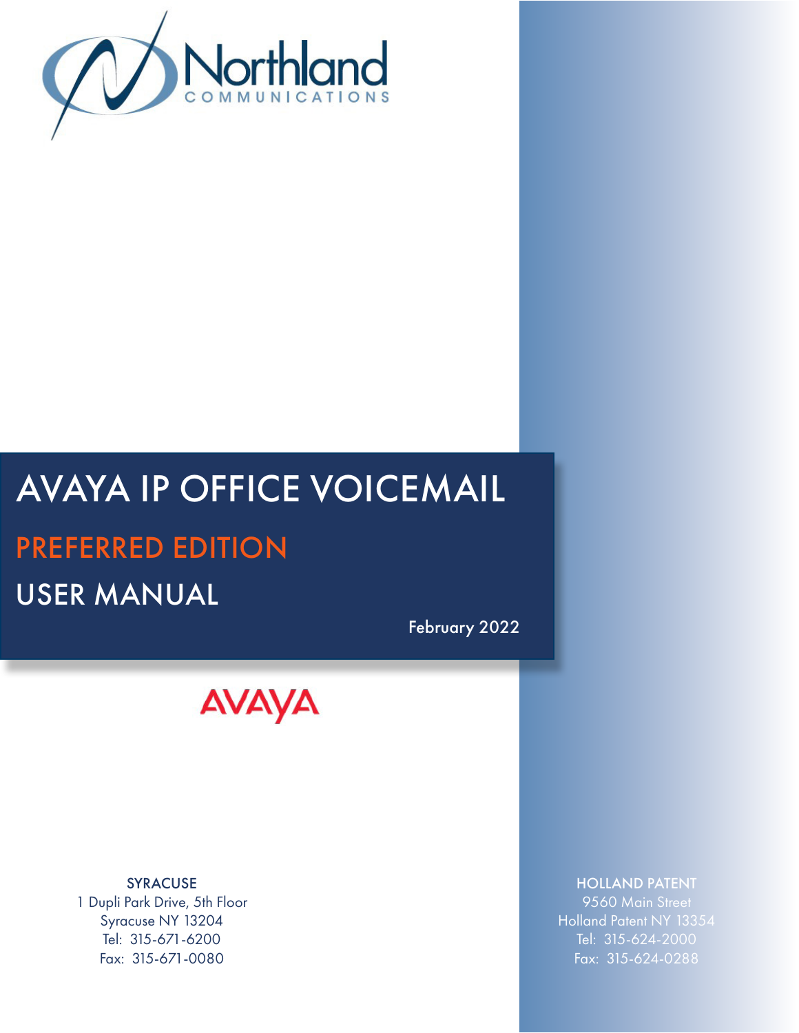Northland
COMMUNICATIONS

# AVAYA IP OFFICE VOICEMAIL

## PREFERRED EDITION

## USER MANUAL

February 2022

AVAYA

**SYRACUSE**
1 Dupli Park Drive, 5th Floor
Syracuse NY 13204
Tel: 315-671-6200
Fax: 315-671-0080

**HOLLAND PATENT**
9560 Main Street
Holland Patent NY 13354
Tel: 315-624-2000
Fax: 315-624-0288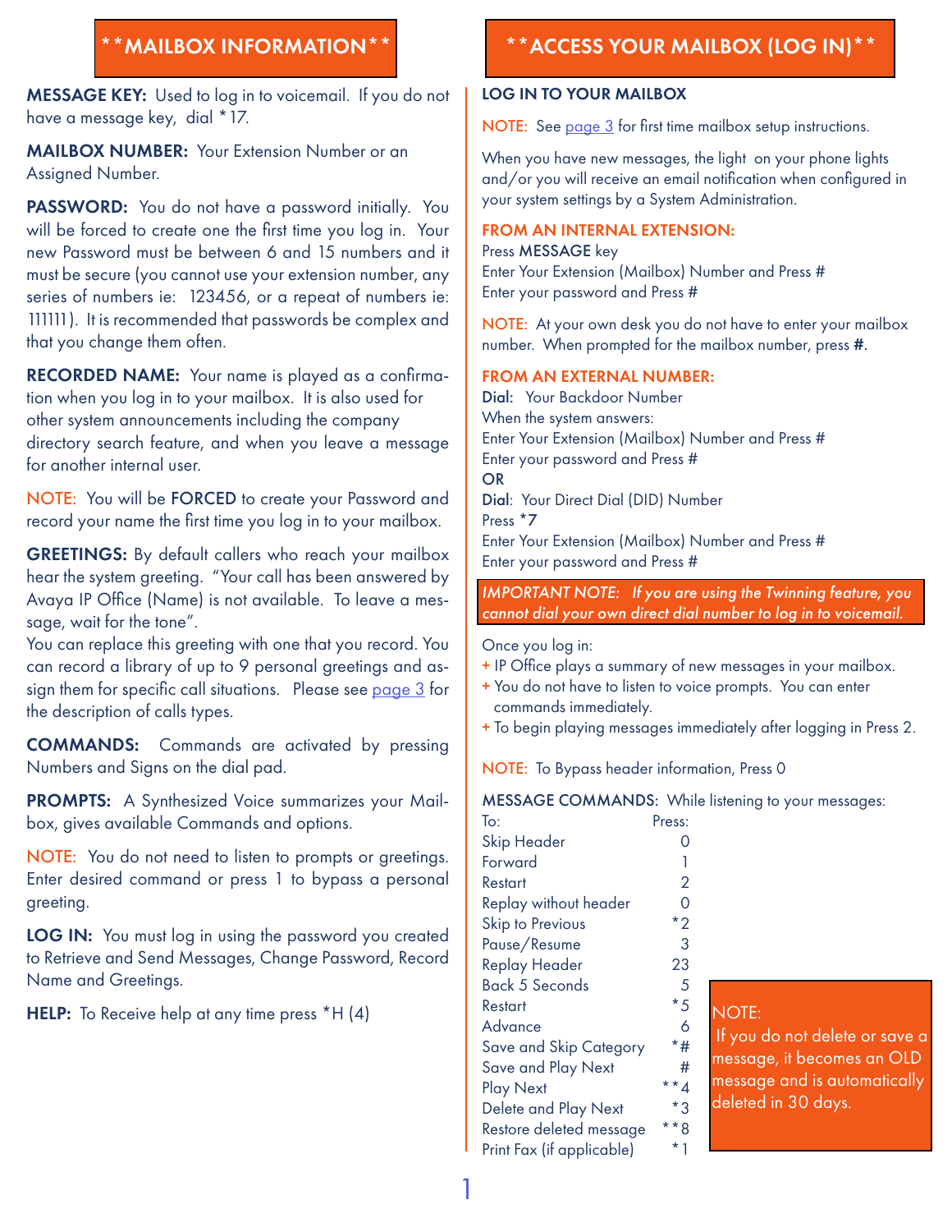## **MAILBOX INFORMATION**

**MESSAGE KEY:** Used to log in to voicemail. If you do not have a message key, dial *17.

**MAILBOX NUMBER:** Your Extension Number or an Assigned Number.

**PASSWORD:** You do not have a password initially. You will be forced to create one the first time you log in. Your new Password must be between 6 and 15 numbers and it must be secure (you cannot use your extension number, any series of numbers ie: 123456, or a repeat of numbers ie: 111111). It is recommended that passwords be complex and that you change them often.

**RECORDED NAME:** Your name is played as a confirmation when you log in to your mailbox. It is also used for other system announcements including the company directory search feature, and when you leave a message for another internal user.

NOTE: You will be **FORCED** to create your Password and record your name the first time you log in to your mailbox.

**GREETINGS:** By default callers who reach your mailbox hear the system greeting. "Your call has been answered by Avaya IP Office (Name) is not available. To leave a message, wait for the tone".
You can replace this greeting with one that you record. You can record a library of up to 9 personal greetings and assign them for specific call situations. Please see page 3 for the description of calls types.

**COMMANDS:** Commands are activated by pressing Numbers and Signs on the dial pad.

**PROMPTS:** A Synthesized Voice summarizes your Mailbox, gives available Commands and options.

NOTE: You do not need to listen to prompts or greetings. Enter desired command or press 1 to bypass a personal greeting.

**LOG IN:** You must log in using the password you created to Retrieve and Send Messages, Change Password, Record Name and Greetings.

**HELP:** To Receive help at any time press *H (4)

## **ACCESS YOUR MAILBOX (LOG IN)**

### LOG IN TO YOUR MAILBOX

NOTE: See page 3 for first time mailbox setup instructions.

When you have new messages, the light on your phone lights and/or you will receive an email notification when configured in your system settings by a System Administration.

**FROM AN INTERNAL EXTENSION:**
Press **MESSAGE** key
Enter Your Extension (Mailbox) Number and Press #
Enter your password and Press #

NOTE: At your own desk you do not have to enter your mailbox number. When prompted for the mailbox number, press **#**.

**FROM AN EXTERNAL NUMBER:**
**Dial:** Your Backdoor Number
When the system answers:
Enter Your Extension (Mailbox) Number and Press #
Enter your password and Press #
**OR**
**Dial**: Your Direct Dial (DID) Number
Press ***7**
Enter Your Extension (Mailbox) Number and Press #
Enter your password and Press #

*IMPORTANT NOTE: If you are using the Twinning feature, you cannot dial your own direct dial number to log in to voicemail.*

Once you log in:
+ IP Office plays a summary of new messages in your mailbox.
+ You do not have to listen to voice prompts. You can enter commands immediately.
+ To begin playing messages immediately after logging in Press 2.

NOTE: To Bypass header information, Press 0

**MESSAGE COMMANDS:** While listening to your messages:

| To: | Press: |
|---|---|
| Skip Header | 0 |
| Forward | 1 |
| Restart | 2 |
| Replay without header | 0 |
| Skip to Previous | *2 |
| Pause/Resume | 3 |
| Replay Header | 23 |
| Back 5 Seconds | 5 |
| Restart | *5 |
| Advance | 6 |
| Save and Skip Category | *# |
| Save and Play Next | # |
| Play Next | **4 |
| Delete and Play Next | *3 |
| Restore deleted message | **8 |
| Print Fax (if applicable) | *1 |

NOTE:
If you do not delete or save a message, it becomes an OLD message and is automatically deleted in 30 days.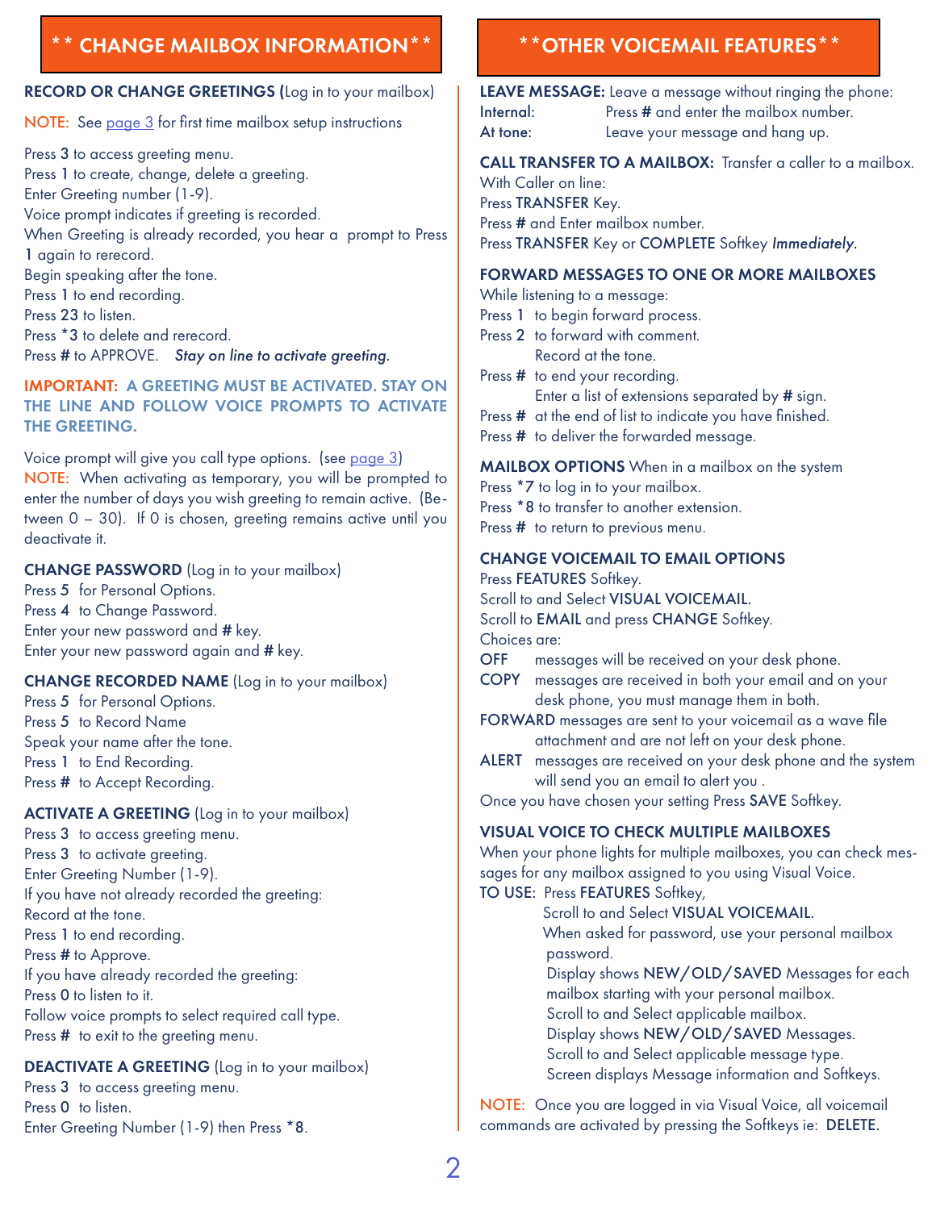## ** CHANGE MAILBOX INFORMATION**

**RECORD OR CHANGE GREETINGS** (Log in to your mailbox)

NOTE: See page 3 for first time mailbox setup instructions

Press **3** to access greeting menu.
Press **1** to create, change, delete a greeting.
Enter Greeting number (1-9).
Voice prompt indicates if greeting is recorded.
When Greeting is already recorded, you hear a prompt to Press **1** again to rerecord.
Begin speaking after the tone.
Press **1** to end recording.
Press **23** to listen.
Press ***3** to delete and rerecord.
Press **#** to APPROVE. ***Stay on line to activate greeting.***

**IMPORTANT: A GREETING MUST BE ACTIVATED. STAY ON THE LINE AND FOLLOW VOICE PROMPTS TO ACTIVATE THE GREETING.**

Voice prompt will give you call type options. (see page 3)
NOTE: When activating as temporary, you will be prompted to enter the number of days you wish greeting to remain active. (Between 0 – 30). If 0 is chosen, greeting remains active until you deactivate it.

**CHANGE PASSWORD** (Log in to your mailbox)
Press **5** for Personal Options.
Press **4** to Change Password.
Enter your new password and **#** key.
Enter your new password again and **#** key.

**CHANGE RECORDED NAME** (Log in to your mailbox)
Press **5** for Personal Options.
Press **5** to Record Name
Speak your name after the tone.
Press **1** to End Recording.
Press **#** to Accept Recording.

**ACTIVATE A GREETING** (Log in to your mailbox)
Press **3** to access greeting menu.
Press **3** to activate greeting.
Enter Greeting Number (1-9).
If you have not already recorded the greeting:
Record at the tone.
Press **1** to end recording.
Press **#** to Approve.
If you have already recorded the greeting:
Press **0** to listen to it.
Follow voice prompts to select required call type.
Press **#** to exit to the greeting menu.

**DEACTIVATE A GREETING** (Log in to your mailbox)
Press **3** to access greeting menu.
Press **0** to listen.
Enter Greeting Number (1-9) then Press ***8**.

## **OTHER VOICEMAIL FEATURES**

**LEAVE MESSAGE:** Leave a message without ringing the phone:
**Internal:** Press **#** and enter the mailbox number.
**At tone:** Leave your message and hang up.

**CALL TRANSFER TO A MAILBOX:** Transfer a caller to a mailbox.
With Caller on line:
Press **TRANSFER** Key.
Press **#** and Enter mailbox number.
Press **TRANSFER** Key or **COMPLETE** Softkey *Immediately.*

**FORWARD MESSAGES TO ONE OR MORE MAILBOXES**
While listening to a message:
Press **1** to begin forward process.
Press **2** to forward with comment.
Record at the tone.
Press **#** to end your recording.
Enter a list of extensions separated by **#** sign.
Press **#** at the end of list to indicate you have finished.
Press **#** to deliver the forwarded message.

**MAILBOX OPTIONS** When in a mailbox on the system
Press ***7** to log in to your mailbox.
Press ***8** to transfer to another extension.
Press **#** to return to previous menu.

**CHANGE VOICEMAIL TO EMAIL OPTIONS**
Press **FEATURES** Softkey.
Scroll to and Select **VISUAL VOICEMAIL.**
Scroll to **EMAIL** and press **CHANGE** Softkey.
Choices are:
**OFF** messages will be received on your desk phone.
**COPY** messages are received in both your email and on your desk phone, you must manage them in both.
**FORWARD** messages are sent to your voicemail as a wave file attachment and are not left on your desk phone.
**ALERT** messages are received on your desk phone and the system will send you an email to alert you .
Once you have chosen your setting Press **SAVE** Softkey.

**VISUAL VOICE TO CHECK MULTIPLE MAILBOXES**
When your phone lights for multiple mailboxes, you can check messages for any mailbox assigned to you using Visual Voice.
**TO USE:** Press **FEATURES** Softkey,
Scroll to and Select **VISUAL VOICEMAIL.**
When asked for password, use your personal mailbox password.
Display shows **NEW/OLD/SAVED** Messages for each mailbox starting with your personal mailbox.
Scroll to and Select applicable mailbox.
Display shows **NEW/OLD/SAVED** Messages.
Scroll to and Select applicable message type.
Screen displays Message information and Softkeys.

NOTE: Once you are logged in via Visual Voice, all voicemail commands are activated by pressing the Softkeys ie: **DELETE.**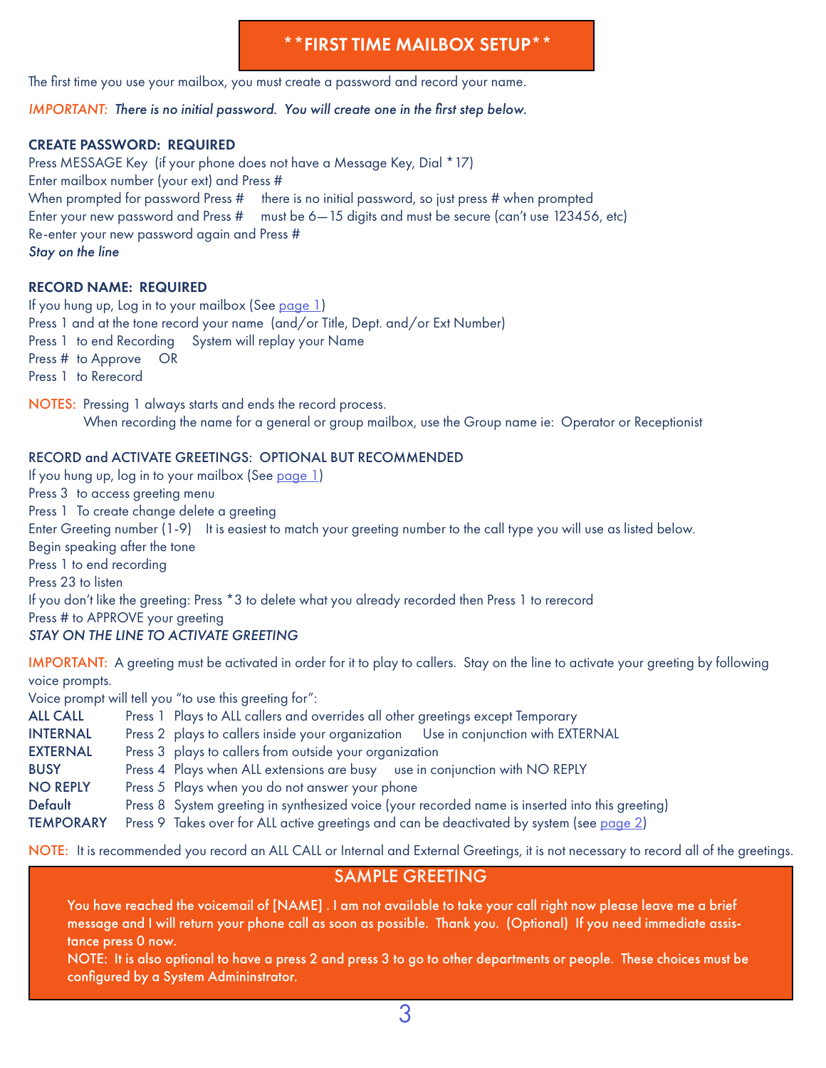# **FIRST TIME MAILBOX SETUP**

The first time you use your mailbox, you must create a password and record your name.

*IMPORTANT: There is no initial password. You will create one in the first step below.*

**CREATE PASSWORD: REQUIRED**

Press MESSAGE Key (if your phone does not have a Message Key, Dial * 17)
Enter mailbox number (your ext) and Press #
When prompted for password Press # there is no initial password, so just press # when prompted
Enter your new password and Press # must be 6—15 digits and must be secure (can't use 123456, etc)
Re-enter your new password again and Press #
*Stay on the line*

**RECORD NAME: REQUIRED**

If you hung up, Log in to your mailbox (See page 1)
Press 1 and at the tone record your name (and/or Title, Dept. and/or Ext Number)
Press 1 to end Recording System will replay your Name
Press # to Approve OR
Press 1 to Rerecord

NOTES: Pressing 1 always starts and ends the record process.
When recording the name for a general or group mailbox, use the Group name ie: Operator or Receptionist

**RECORD and ACTIVATE GREETINGS: OPTIONAL BUT RECOMMENDED**

If you hung up, log in to your mailbox (See page 1)
Press 3 to access greeting menu
Press 1 To create change delete a greeting
Enter Greeting number (1-9) It is easiest to match your greeting number to the call type you will use as listed below.
Begin speaking after the tone
Press 1 to end recording
Press 23 to listen
If you don't like the greeting: Press *3 to delete what you already recorded then Press 1 to rerecord
Press # to APPROVE your greeting
*STAY ON THE LINE TO ACTIVATE GREETING*

IMPORTANT: A greeting must be activated in order for it to play to callers. Stay on the line to activate your greeting by following voice prompts.
Voice prompt will tell you "to use this greeting for":

| | | |
|---|---|---|
| **ALL CALL** | Press 1 | Plays to ALL callers and overrides all other greetings except Temporary |
| **INTERNAL** | Press 2 | plays to callers inside your organization Use in conjunction with EXTERNAL |
| **EXTERNAL** | Press 3 | plays to callers from outside your organization |
| **BUSY** | Press 4 | Plays when ALL extensions are busy use in conjunction with NO REPLY |
| **NO REPLY** | Press 5 | Plays when you do not answer your phone |
| **Default** | Press 8 | System greeting in synthesized voice (your recorded name is inserted into this greeting) |
| **TEMPORARY** | Press 9 | Takes over for ALL active greetings and can be deactivated by system (see page 2) |

NOTE: It is recommended you record an ALL CALL or Internal and External Greetings, it is not necessary to record all of the greetings.

## SAMPLE GREETING

You have reached the voicemail of [NAME] . I am not available to take your call right now please leave me a brief message and I will return your phone call as soon as possible. Thank you. (Optional) If you need immediate assistance press 0 now.
NOTE: It is also optional to have a press 2 and press 3 to go to other departments or people. These choices must be configured by a System Admininstrator.